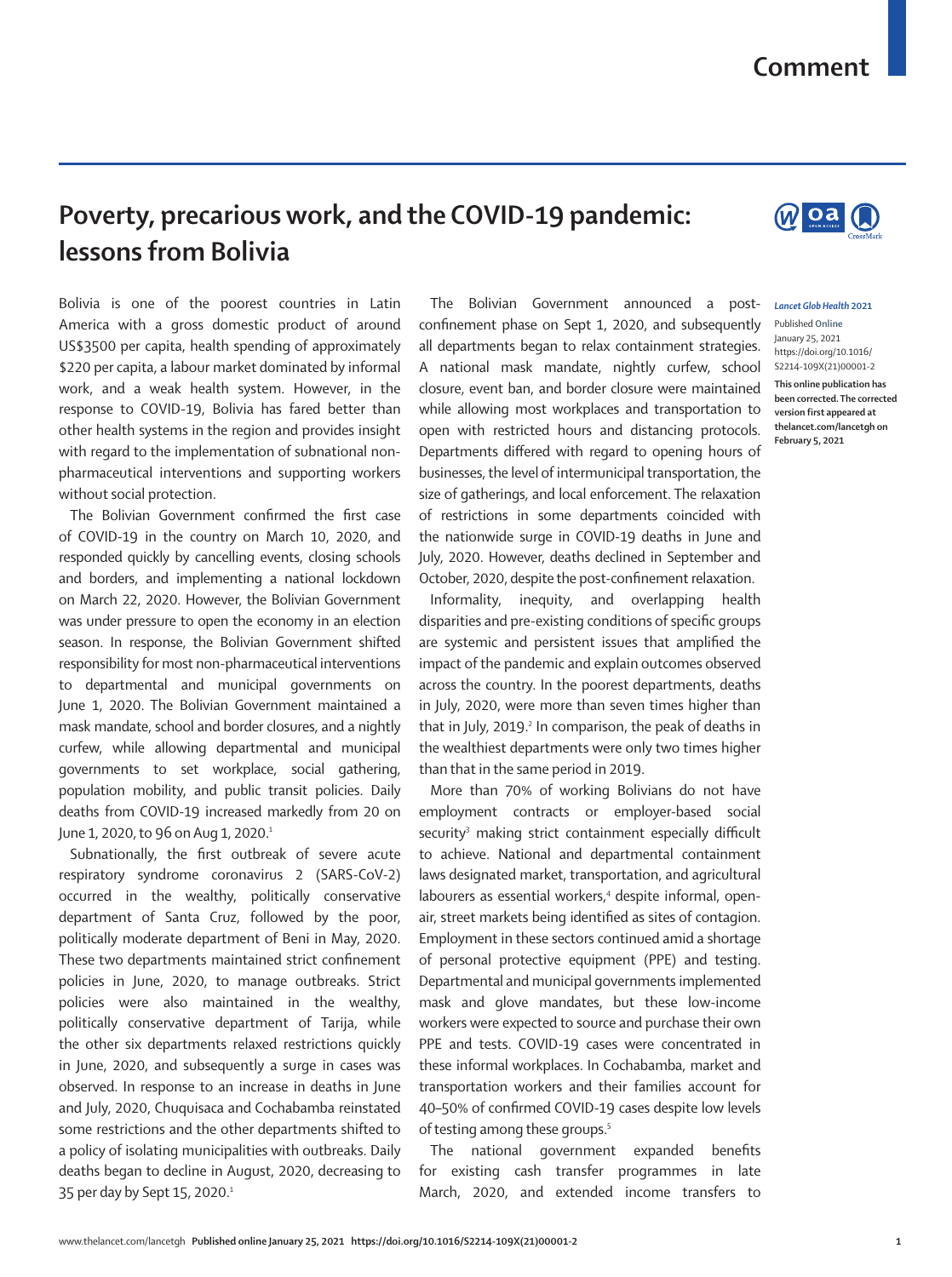# Poverty, precarious work, and the COVID-19 pandemic: lessons from Bolivia

*Lancet Glob Health* 2021

Published Online January 25, 2021 https://doi.org/10.1016/S2214-109X(21)00001-2

**This online publication has been corrected. The corrected version first appeared at thelancet.com/lancetgh on February 5, 2021**

Bolivia is one of the poorest countries in Latin America with a gross domestic product of around US$3500 per capita, health spending of approximately $220 per capita, a labour market dominated by informal work, and a weak health system. However, in the response to COVID-19, Bolivia has fared better than other health systems in the region and provides insight with regard to the implementation of subnational non-pharmaceutical interventions and supporting workers without social protection.

The Bolivian Government confirmed the first case of COVID-19 in the country on March 10, 2020, and responded quickly by cancelling events, closing schools and borders, and implementing a national lockdown on March 22, 2020. However, the Bolivian Government was under pressure to open the economy in an election season. In response, the Bolivian Government shifted responsibility for most non-pharmaceutical interventions to departmental and municipal governments on June 1, 2020. The Bolivian Government maintained a mask mandate, school and border closures, and a nightly curfew, while allowing departmental and municipal governments to set workplace, social gathering, population mobility, and public transit policies. Daily deaths from COVID-19 increased markedly from 20 on June 1, 2020, to 96 on Aug 1, 2020.[1]

Subnationally, the first outbreak of severe acute respiratory syndrome coronavirus 2 (SARS-CoV-2) occurred in the wealthy, politically conservative department of Santa Cruz, followed by the poor, politically moderate department of Beni in May, 2020. These two departments maintained strict confinement policies in June, 2020, to manage outbreaks. Strict policies were also maintained in the wealthy, politically conservative department of Tarija, while the other six departments relaxed restrictions quickly in June, 2020, and subsequently a surge in cases was observed. In response to an increase in deaths in June and July, 2020, Chuquisaca and Cochabamba reinstated some restrictions and the other departments shifted to a policy of isolating municipalities with outbreaks. Daily deaths began to decline in August, 2020, decreasing to 35 per day by Sept 15, 2020.[1]

The Bolivian Government announced a post-confinement phase on Sept 1, 2020, and subsequently all departments began to relax containment strategies. A national mask mandate, nightly curfew, school closure, event ban, and border closure were maintained while allowing most workplaces and transportation to open with restricted hours and distancing protocols. Departments differed with regard to opening hours of businesses, the level of intermunicipal transportation, the size of gatherings, and local enforcement. The relaxation of restrictions in some departments coincided with the nationwide surge in COVID-19 deaths in June and July, 2020. However, deaths declined in September and October, 2020, despite the post-confinement relaxation.

Informality, inequity, and overlapping health disparities and pre-existing conditions of specific groups are systemic and persistent issues that amplified the impact of the pandemic and explain outcomes observed across the country. In the poorest departments, deaths in July, 2020, were more than seven times higher than that in July, 2019.[2] In comparison, the peak of deaths in the wealthiest departments were only two times higher than that in the same period in 2019.

More than 70% of working Bolivians do not have employment contracts or employer-based social security[3] making strict containment especially difficult to achieve. National and departmental containment laws designated market, transportation, and agricultural labourers as essential workers,[4] despite informal, open-air, street markets being identified as sites of contagion. Employment in these sectors continued amid a shortage of personal protective equipment (PPE) and testing. Departmental and municipal governments implemented mask and glove mandates, but these low-income workers were expected to source and purchase their own PPE and tests. COVID-19 cases were concentrated in these informal workplaces. In Cochabamba, market and transportation workers and their families account for 40–50% of confirmed COVID-19 cases despite low levels of testing among these groups.[5]

The national government expanded benefits for existing cash transfer programmes in late March, 2020, and extended income transfers to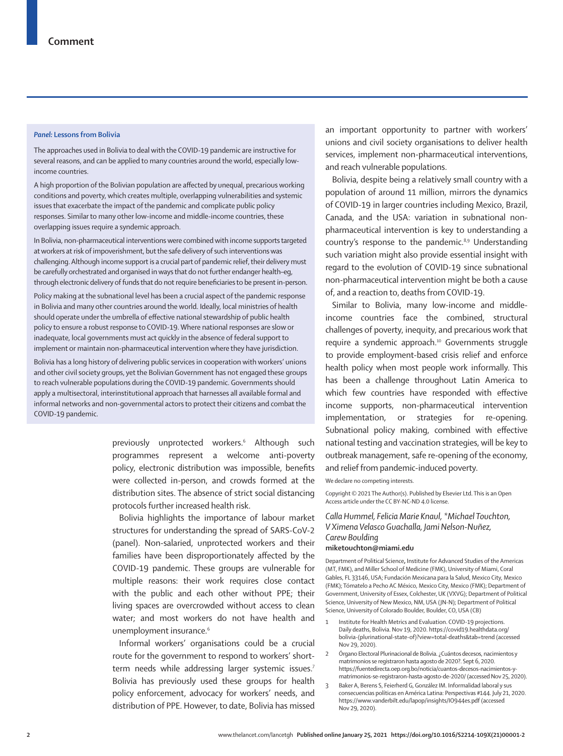## *Panel:* Lessons from Bolivia

The approaches used in Bolivia to deal with the COVID-19 pandemic are instructive for several reasons, and can be applied to many countries around the world, especially low-income countries.

A high proportion of the Bolivian population are affected by unequal, precarious working conditions and poverty, which creates multiple, overlapping vulnerabilities and systemic issues that exacerbate the impact of the pandemic and complicate public policy responses. Similar to many other low-income and middle-income countries, these overlapping issues require a syndemic approach.

In Bolivia, non-pharmaceutical interventions were combined with income supports targeted at workers at risk of impoverishment, but the safe delivery of such interventions was challenging. Although income support is a crucial part of pandemic relief, their delivery must be carefully orchestrated and organised in ways that do not further endanger health–eg, through electronic delivery of funds that do not require beneficiaries to be present in-person.

Policy making at the subnational level has been a crucial aspect of the pandemic response in Bolivia and many other countries around the world. Ideally, local ministries of health should operate under the umbrella of effective national stewardship of public health policy to ensure a robust response to COVID-19. Where national responses are slow or inadequate, local governments must act quickly in the absence of federal support to implement or maintain non-pharmaceutical intervention where they have jurisdiction.

Bolivia has a long history of delivering public services in cooperation with workers' unions and other civil society groups, yet the Bolivian Government has not engaged these groups to reach vulnerable populations during the COVID-19 pandemic. Governments should apply a multisectoral, interinstitutional approach that harnesses all available formal and informal networks and non-governmental actors to protect their citizens and combat the COVID-19 pandemic.

previously unprotected workers.[6] Although such programmes represent a welcome anti-poverty policy, electronic distribution was impossible, benefits were collected in-person, and crowds formed at the distribution sites. The absence of strict social distancing protocols further increased health risk.

Bolivia highlights the importance of labour market structures for understanding the spread of SARS-CoV-2 (panel). Non-salaried, unprotected workers and their families have been disproportionately affected by the COVID-19 pandemic. These groups are vulnerable for multiple reasons: their work requires close contact with the public and each other without PPE; their living spaces are overcrowded without access to clean water; and most workers do not have health and unemployment insurance.[6]

Informal workers' organisations could be a crucial route for the government to respond to workers' short-term needs while addressing larger systemic issues.[7] Bolivia has previously used these groups for health policy enforcement, advocacy for workers' needs, and distribution of PPE. However, to date, Bolivia has missed an important opportunity to partner with workers' unions and civil society organisations to deliver health services, implement non-pharmaceutical interventions, and reach vulnerable populations.

Bolivia, despite being a relatively small country with a population of around 11 million, mirrors the dynamics of COVID-19 in larger countries including Mexico, Brazil, Canada, and the USA: variation in subnational non-pharmaceutical intervention is key to understanding a country's response to the pandemic.[8,9] Understanding such variation might also provide essential insight with regard to the evolution of COVID-19 since subnational non-pharmaceutical intervention might be both a cause of, and a reaction to, deaths from COVID-19.

Similar to Bolivia, many low-income and middle-income countries face the combined, structural challenges of poverty, inequity, and precarious work that require a syndemic approach.[10] Governments struggle to provide employment-based crisis relief and enforce health policy when most people work informally. This has been a challenge throughout Latin America to which few countries have responded with effective income supports, non-pharmaceutical intervention implementation, or strategies for re-opening. Subnational policy making, combined with effective national testing and vaccination strategies, will be key to outbreak management, safe re-opening of the economy, and relief from pandemic-induced poverty.

We declare no competing interests.

Copyright © 2021 The Author(s). Published by Elsevier Ltd. This is an Open Access article under the CC BY-NC-ND 4.0 license.

*Calla Hummel, Felicia Marie Knaul, \*Michael Touchton, V Ximena Velasco Guachalla, Jami Nelson-Nuñez, Carew Boulding*

**miketouchton@miami.edu**

Department of Political Science, Institute for Advanced Studies of the Americas (MT, FMK), and Miller School of Medicine (FMK), University of Miami, Coral Gables, FL 33146, USA; Fundación Mexicana para la Salud, Mexico City, Mexico (FMK); Tómatelo a Pecho AC México, Mexico City, Mexico (FMK); Department of Government, University of Essex, Colchester, UK (VXVG); Department of Political Science, University of New Mexico, NM, USA (JN-N); Department of Political Science, University of Colorado Boulder, Boulder, CO, USA (CB)

1. Institute for Health Metrics and Evaluation. COVID-19 projections. Daily deaths, Bolivia. Nov 19, 2020. https://covid19.healthdata.org/bolivia-(plurinational-state-of)?view=total-deaths&tab=trend (accessed Nov 29, 2020).
2. Órgano Electoral Plurinacional de Bolivia. ¿Cuántos decesos, nacimientos y matrimonios se registraron hasta agosto de 2020?. Sept 6, 2020. https://fuentedirecta.oep.org.bo/noticia/cuantos-decesos-nacimientos-y-matrimonios-se-registraron-hasta-agosto-de-2020/ (accessed Nov 25, 2020).
3. Baker A, Berens S, Feierherd G, González IM. Informalidad laboral y sus consecuencias políticas en América Latina: Perspectivas #144. July 21, 2020. https://www.vanderbilt.edu/lapop/insights/IO944es.pdf (accessed Nov 29, 2020).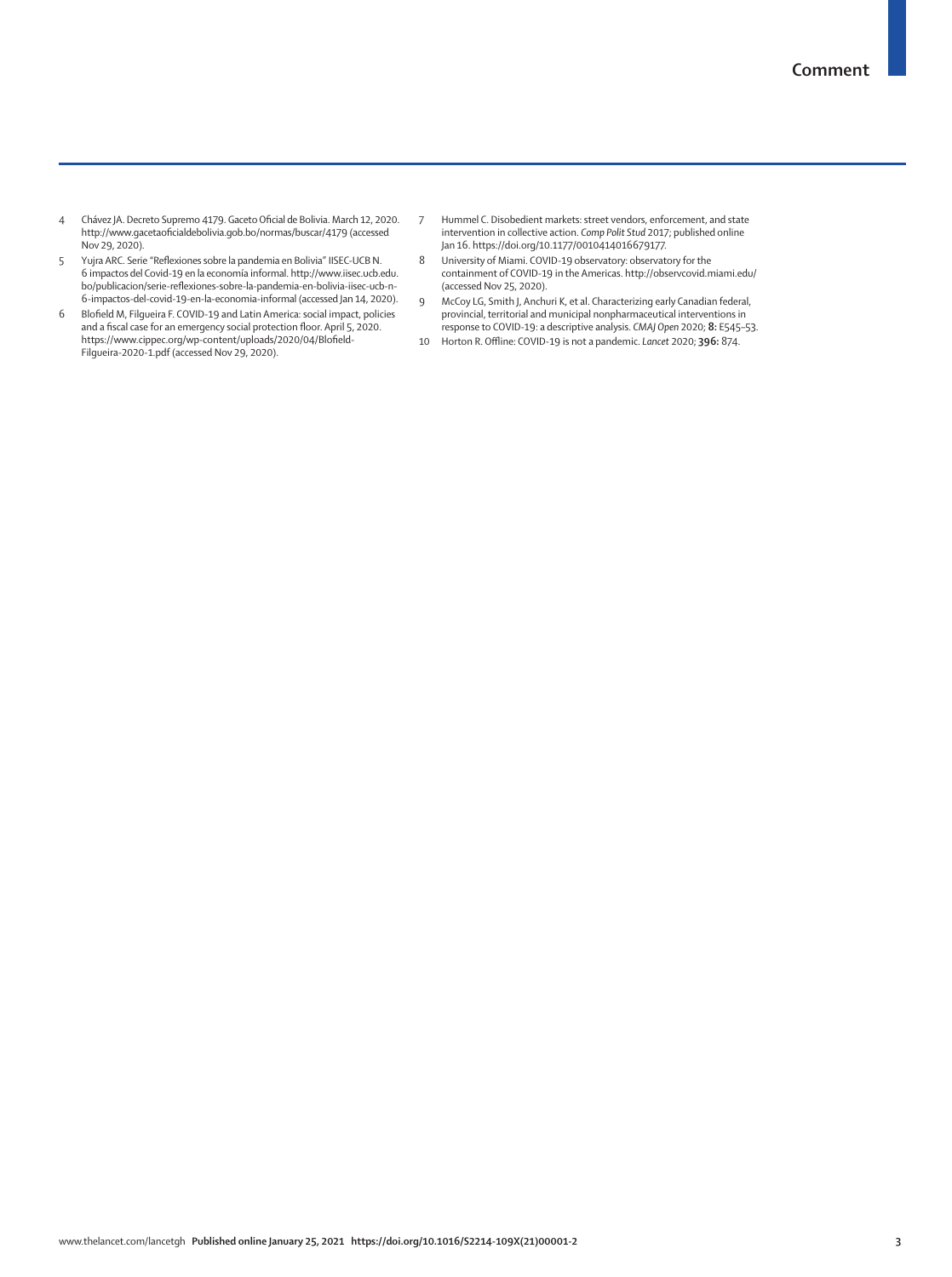4. Chávez JA. Decreto Supremo 4179. Gaceto Oficial de Bolivia. March 12, 2020. http://www.gacetaoficialdebolivia.gob.bo/normas/buscar/4179 (accessed Nov 29, 2020).
5. Yujra ARC. Serie "Reflexiones sobre la pandemia en Bolivia" IISEC-UCB N. 6 impactos del Covid-19 en la economía informal. http://www.iisec.ucb.edu.bo/publicacion/serie-reflexiones-sobre-la-pandemia-en-bolivia-iisec-ucb-n-6-impactos-del-covid-19-en-la-economia-informal (accessed Jan 14, 2020).
6. Blofield M, Filgueira F. COVID-19 and Latin America: social impact, policies and a fiscal case for an emergency social protection floor. April 5, 2020. https://www.cippec.org/wp-content/uploads/2020/04/Blofield-Filgueira-2020-1.pdf (accessed Nov 29, 2020).
7. Hummel C. Disobedient markets: street vendors, enforcement, and state intervention in collective action. *Comp Polit Stud* 2017; published online Jan 16. https://doi.org/10.1177/0010414016679177.
8. University of Miami. COVID-19 observatory: observatory for the containment of COVID-19 in the Americas. http://observcovid.miami.edu/ (accessed Nov 25, 2020).
9. McCoy LG, Smith J, Anchuri K, et al. Characterizing early Canadian federal, provincial, territorial and municipal nonpharmaceutical interventions in response to COVID-19: a descriptive analysis. *CMAJ Open* 2020; **8:** E545–53.
10. Horton R. Offline: COVID-19 is not a pandemic. *Lancet* 2020; **396:** 874.